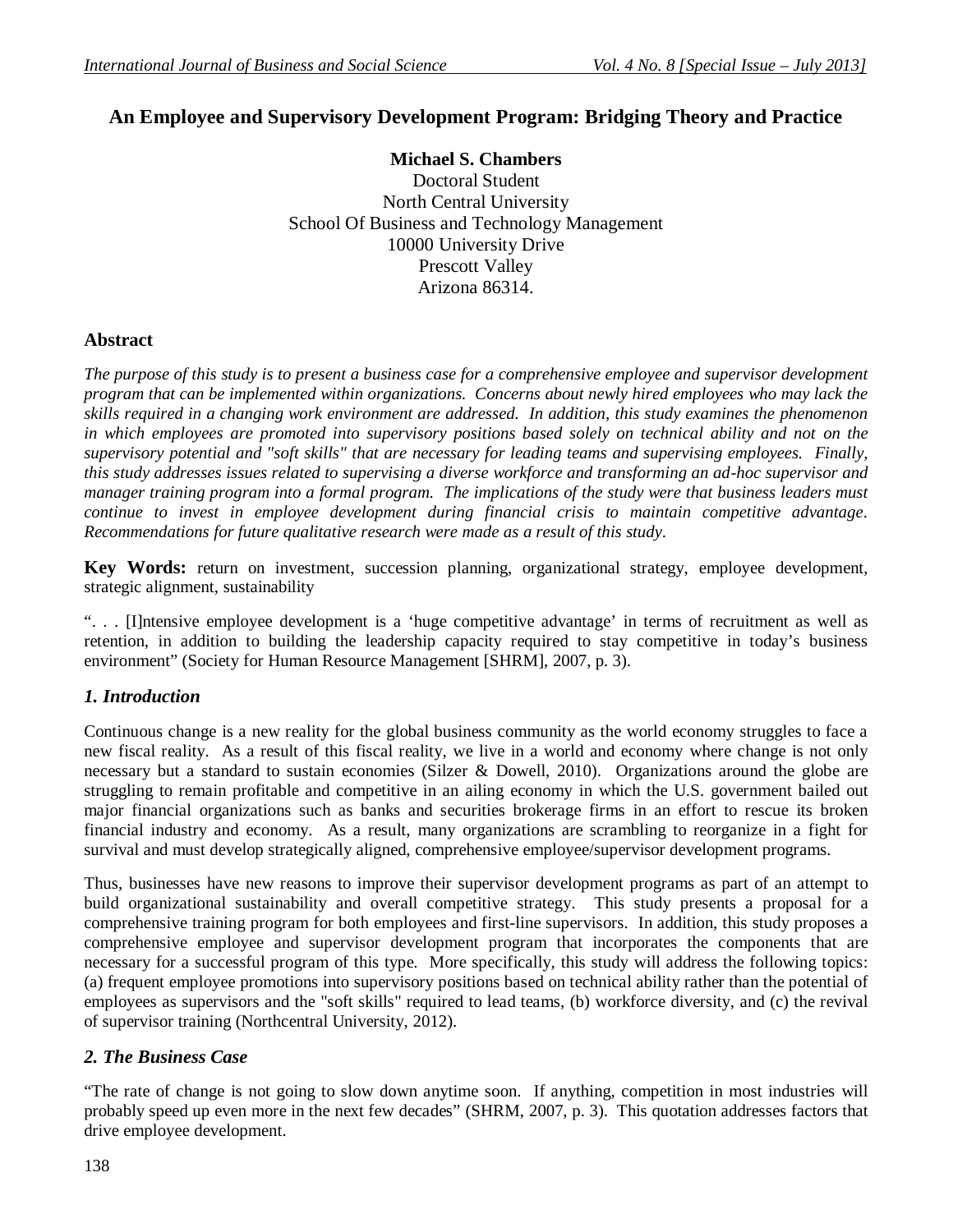# An Employee and Supervisory Development Program: Bridging Theory and Practice

**Michael S. Chambers**
Doctoral Student
North Central University
School Of Business and Technology Management
10000 University Drive
Prescott Valley
Arizona 86314.

## Abstract

*The purpose of this study is to present a business case for a comprehensive employee and supervisor development program that can be implemented within organizations. Concerns about newly hired employees who may lack the skills required in a changing work environment are addressed. In addition, this study examines the phenomenon in which employees are promoted into supervisory positions based solely on technical ability and not on the supervisory potential and "soft skills" that are necessary for leading teams and supervising employees. Finally, this study addresses issues related to supervising a diverse workforce and transforming an ad-hoc supervisor and manager training program into a formal program. The implications of the study were that business leaders must continue to invest in employee development during financial crisis to maintain competitive advantage. Recommendations for future qualitative research were made as a result of this study.*

**Key Words:** return on investment, succession planning, organizational strategy, employee development, strategic alignment, sustainability

". . . [I]ntensive employee development is a 'huge competitive advantage' in terms of recruitment as well as retention, in addition to building the leadership capacity required to stay competitive in today's business environment" (Society for Human Resource Management [SHRM], 2007, p. 3).

## *1. Introduction*

Continuous change is a new reality for the global business community as the world economy struggles to face a new fiscal reality. As a result of this fiscal reality, we live in a world and economy where change is not only necessary but a standard to sustain economies (Silzer & Dowell, 2010). Organizations around the globe are struggling to remain profitable and competitive in an ailing economy in which the U.S. government bailed out major financial organizations such as banks and securities brokerage firms in an effort to rescue its broken financial industry and economy. As a result, many organizations are scrambling to reorganize in a fight for survival and must develop strategically aligned, comprehensive employee/supervisor development programs.

Thus, businesses have new reasons to improve their supervisor development programs as part of an attempt to build organizational sustainability and overall competitive strategy. This study presents a proposal for a comprehensive training program for both employees and first-line supervisors. In addition, this study proposes a comprehensive employee and supervisor development program that incorporates the components that are necessary for a successful program of this type. More specifically, this study will address the following topics: (a) frequent employee promotions into supervisory positions based on technical ability rather than the potential of employees as supervisors and the "soft skills" required to lead teams, (b) workforce diversity, and (c) the revival of supervisor training (Northcentral University, 2012).

## *2. The Business Case*

"The rate of change is not going to slow down anytime soon. If anything, competition in most industries will probably speed up even more in the next few decades" (SHRM, 2007, p. 3). This quotation addresses factors that drive employee development.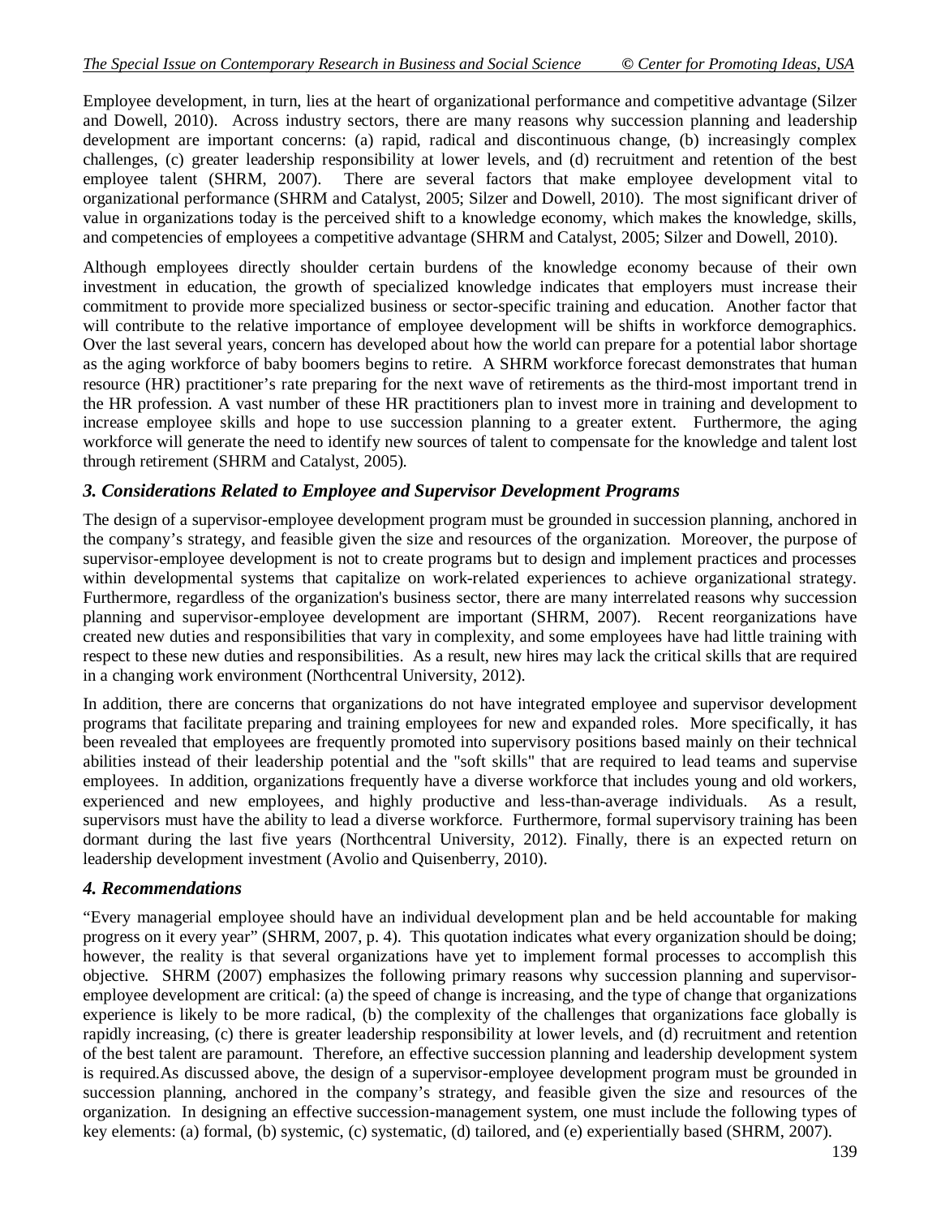Employee development, in turn, lies at the heart of organizational performance and competitive advantage (Silzer and Dowell, 2010). Across industry sectors, there are many reasons why succession planning and leadership development are important concerns: (a) rapid, radical and discontinuous change, (b) increasingly complex challenges, (c) greater leadership responsibility at lower levels, and (d) recruitment and retention of the best employee talent (SHRM, 2007). There are several factors that make employee development vital to organizational performance (SHRM and Catalyst, 2005; Silzer and Dowell, 2010). The most significant driver of value in organizations today is the perceived shift to a knowledge economy, which makes the knowledge, skills, and competencies of employees a competitive advantage (SHRM and Catalyst, 2005; Silzer and Dowell, 2010).

Although employees directly shoulder certain burdens of the knowledge economy because of their own investment in education, the growth of specialized knowledge indicates that employers must increase their commitment to provide more specialized business or sector-specific training and education. Another factor that will contribute to the relative importance of employee development will be shifts in workforce demographics. Over the last several years, concern has developed about how the world can prepare for a potential labor shortage as the aging workforce of baby boomers begins to retire. A SHRM workforce forecast demonstrates that human resource (HR) practitioner's rate preparing for the next wave of retirements as the third-most important trend in the HR profession. A vast number of these HR practitioners plan to invest more in training and development to increase employee skills and hope to use succession planning to a greater extent. Furthermore, the aging workforce will generate the need to identify new sources of talent to compensate for the knowledge and talent lost through retirement (SHRM and Catalyst, 2005).

### *3. Considerations Related to Employee and Supervisor Development Programs*

The design of a supervisor-employee development program must be grounded in succession planning, anchored in the company's strategy, and feasible given the size and resources of the organization. Moreover, the purpose of supervisor-employee development is not to create programs but to design and implement practices and processes within developmental systems that capitalize on work-related experiences to achieve organizational strategy. Furthermore, regardless of the organization's business sector, there are many interrelated reasons why succession planning and supervisor-employee development are important (SHRM, 2007). Recent reorganizations have created new duties and responsibilities that vary in complexity, and some employees have had little training with respect to these new duties and responsibilities. As a result, new hires may lack the critical skills that are required in a changing work environment (Northcentral University, 2012).

In addition, there are concerns that organizations do not have integrated employee and supervisor development programs that facilitate preparing and training employees for new and expanded roles. More specifically, it has been revealed that employees are frequently promoted into supervisory positions based mainly on their technical abilities instead of their leadership potential and the "soft skills" that are required to lead teams and supervise employees. In addition, organizations frequently have a diverse workforce that includes young and old workers, experienced and new employees, and highly productive and less-than-average individuals. As a result, supervisors must have the ability to lead a diverse workforce. Furthermore, formal supervisory training has been dormant during the last five years (Northcentral University, 2012). Finally, there is an expected return on leadership development investment (Avolio and Quisenberry, 2010).

### *4. Recommendations*

"Every managerial employee should have an individual development plan and be held accountable for making progress on it every year" (SHRM, 2007, p. 4). This quotation indicates what every organization should be doing; however, the reality is that several organizations have yet to implement formal processes to accomplish this objective. SHRM (2007) emphasizes the following primary reasons why succession planning and supervisor-employee development are critical: (a) the speed of change is increasing, and the type of change that organizations experience is likely to be more radical, (b) the complexity of the challenges that organizations face globally is rapidly increasing, (c) there is greater leadership responsibility at lower levels, and (d) recruitment and retention of the best talent are paramount. Therefore, an effective succession planning and leadership development system is required.As discussed above, the design of a supervisor-employee development program must be grounded in succession planning, anchored in the company's strategy, and feasible given the size and resources of the organization. In designing an effective succession-management system, one must include the following types of key elements: (a) formal, (b) systemic, (c) systematic, (d) tailored, and (e) experientially based (SHRM, 2007).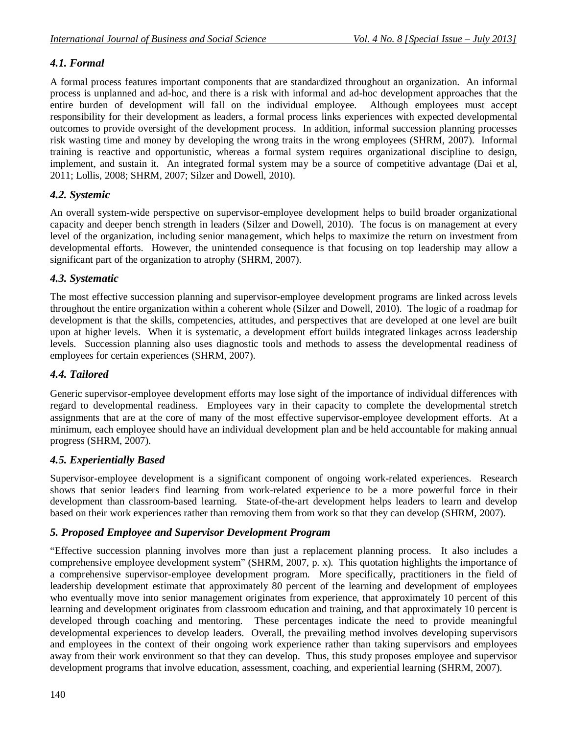### *4.1. Formal*

A formal process features important components that are standardized throughout an organization. An informal process is unplanned and ad-hoc, and there is a risk with informal and ad-hoc development approaches that the entire burden of development will fall on the individual employee. Although employees must accept responsibility for their development as leaders, a formal process links experiences with expected developmental outcomes to provide oversight of the development process. In addition, informal succession planning processes risk wasting time and money by developing the wrong traits in the wrong employees (SHRM, 2007). Informal training is reactive and opportunistic, whereas a formal system requires organizational discipline to design, implement, and sustain it. An integrated formal system may be a source of competitive advantage (Dai et al, 2011; Lollis, 2008; SHRM, 2007; Silzer and Dowell, 2010).

### *4.2. Systemic*

An overall system-wide perspective on supervisor-employee development helps to build broader organizational capacity and deeper bench strength in leaders (Silzer and Dowell, 2010). The focus is on management at every level of the organization, including senior management, which helps to maximize the return on investment from developmental efforts. However, the unintended consequence is that focusing on top leadership may allow a significant part of the organization to atrophy (SHRM, 2007).

### *4.3. Systematic*

The most effective succession planning and supervisor-employee development programs are linked across levels throughout the entire organization within a coherent whole (Silzer and Dowell, 2010). The logic of a roadmap for development is that the skills, competencies, attitudes, and perspectives that are developed at one level are built upon at higher levels. When it is systematic, a development effort builds integrated linkages across leadership levels. Succession planning also uses diagnostic tools and methods to assess the developmental readiness of employees for certain experiences (SHRM, 2007).

### *4.4. Tailored*

Generic supervisor-employee development efforts may lose sight of the importance of individual differences with regard to developmental readiness. Employees vary in their capacity to complete the developmental stretch assignments that are at the core of many of the most effective supervisor-employee development efforts. At a minimum, each employee should have an individual development plan and be held accountable for making annual progress (SHRM, 2007).

### *4.5. Experientially Based*

Supervisor-employee development is a significant component of ongoing work-related experiences. Research shows that senior leaders find learning from work-related experience to be a more powerful force in their development than classroom-based learning. State-of-the-art development helps leaders to learn and develop based on their work experiences rather than removing them from work so that they can develop (SHRM, 2007).

## *5. Proposed Employee and Supervisor Development Program*

"Effective succession planning involves more than just a replacement planning process. It also includes a comprehensive employee development system" (SHRM, 2007, p. x). This quotation highlights the importance of a comprehensive supervisor-employee development program. More specifically, practitioners in the field of leadership development estimate that approximately 80 percent of the learning and development of employees who eventually move into senior management originates from experience, that approximately 10 percent of this learning and development originates from classroom education and training, and that approximately 10 percent is developed through coaching and mentoring. These percentages indicate the need to provide meaningful developmental experiences to develop leaders. Overall, the prevailing method involves developing supervisors and employees in the context of their ongoing work experience rather than taking supervisors and employees away from their work environment so that they can develop. Thus, this study proposes employee and supervisor development programs that involve education, assessment, coaching, and experiential learning (SHRM, 2007).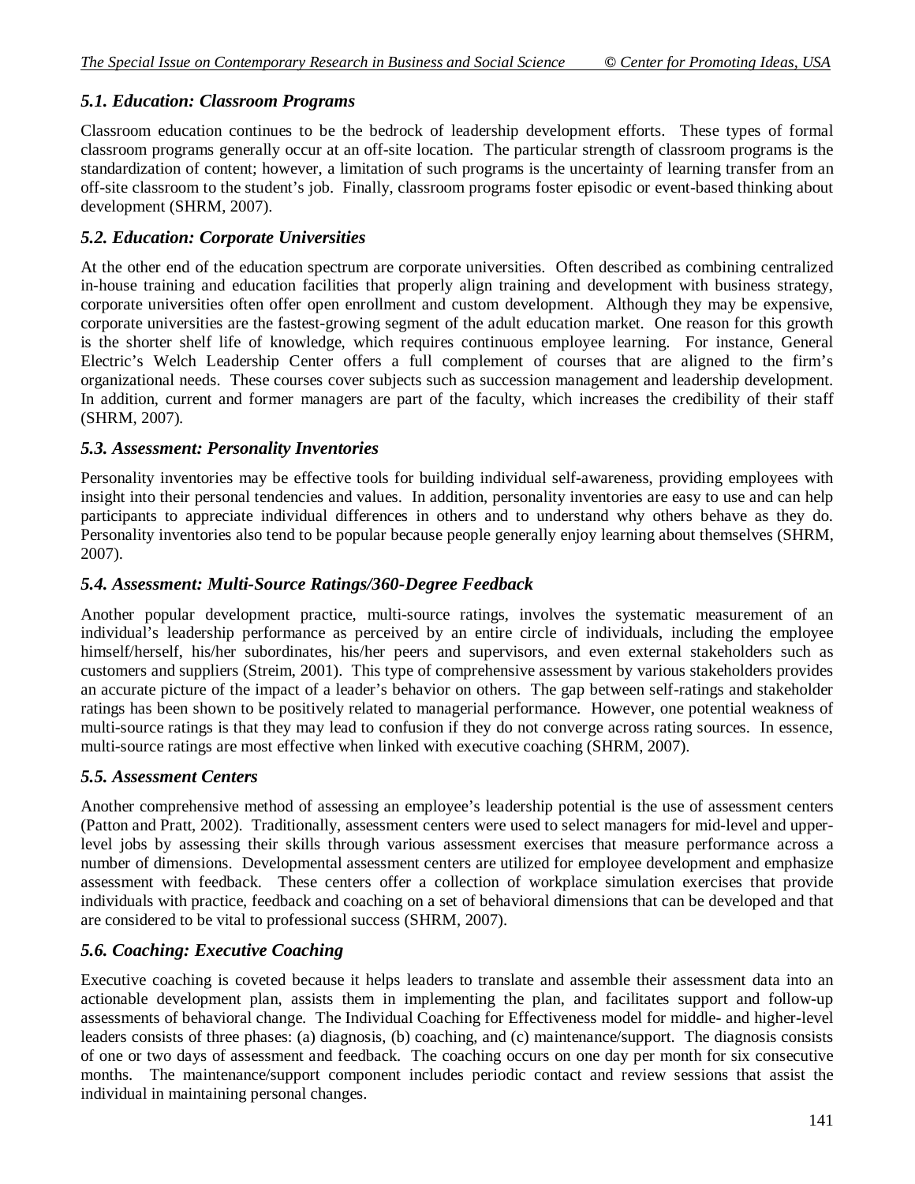### *5.1. Education: Classroom Programs*

Classroom education continues to be the bedrock of leadership development efforts. These types of formal classroom programs generally occur at an off-site location. The particular strength of classroom programs is the standardization of content; however, a limitation of such programs is the uncertainty of learning transfer from an off-site classroom to the student's job. Finally, classroom programs foster episodic or event-based thinking about development (SHRM, 2007).

### *5.2. Education: Corporate Universities*

At the other end of the education spectrum are corporate universities. Often described as combining centralized in-house training and education facilities that properly align training and development with business strategy, corporate universities often offer open enrollment and custom development. Although they may be expensive, corporate universities are the fastest-growing segment of the adult education market. One reason for this growth is the shorter shelf life of knowledge, which requires continuous employee learning. For instance, General Electric's Welch Leadership Center offers a full complement of courses that are aligned to the firm's organizational needs. These courses cover subjects such as succession management and leadership development. In addition, current and former managers are part of the faculty, which increases the credibility of their staff (SHRM, 2007).

### *5.3. Assessment: Personality Inventories*

Personality inventories may be effective tools for building individual self-awareness, providing employees with insight into their personal tendencies and values. In addition, personality inventories are easy to use and can help participants to appreciate individual differences in others and to understand why others behave as they do. Personality inventories also tend to be popular because people generally enjoy learning about themselves (SHRM, 2007).

### *5.4. Assessment: Multi-Source Ratings/360-Degree Feedback*

Another popular development practice, multi-source ratings, involves the systematic measurement of an individual's leadership performance as perceived by an entire circle of individuals, including the employee himself/herself, his/her subordinates, his/her peers and supervisors, and even external stakeholders such as customers and suppliers (Streim, 2001). This type of comprehensive assessment by various stakeholders provides an accurate picture of the impact of a leader's behavior on others. The gap between self-ratings and stakeholder ratings has been shown to be positively related to managerial performance. However, one potential weakness of multi-source ratings is that they may lead to confusion if they do not converge across rating sources. In essence, multi-source ratings are most effective when linked with executive coaching (SHRM, 2007).

### *5.5. Assessment Centers*

Another comprehensive method of assessing an employee's leadership potential is the use of assessment centers (Patton and Pratt, 2002). Traditionally, assessment centers were used to select managers for mid-level and upper-level jobs by assessing their skills through various assessment exercises that measure performance across a number of dimensions. Developmental assessment centers are utilized for employee development and emphasize assessment with feedback. These centers offer a collection of workplace simulation exercises that provide individuals with practice, feedback and coaching on a set of behavioral dimensions that can be developed and that are considered to be vital to professional success (SHRM, 2007).

### *5.6. Coaching: Executive Coaching*

Executive coaching is coveted because it helps leaders to translate and assemble their assessment data into an actionable development plan, assists them in implementing the plan, and facilitates support and follow-up assessments of behavioral change. The Individual Coaching for Effectiveness model for middle- and higher-level leaders consists of three phases: (a) diagnosis, (b) coaching, and (c) maintenance/support. The diagnosis consists of one or two days of assessment and feedback. The coaching occurs on one day per month for six consecutive months. The maintenance/support component includes periodic contact and review sessions that assist the individual in maintaining personal changes.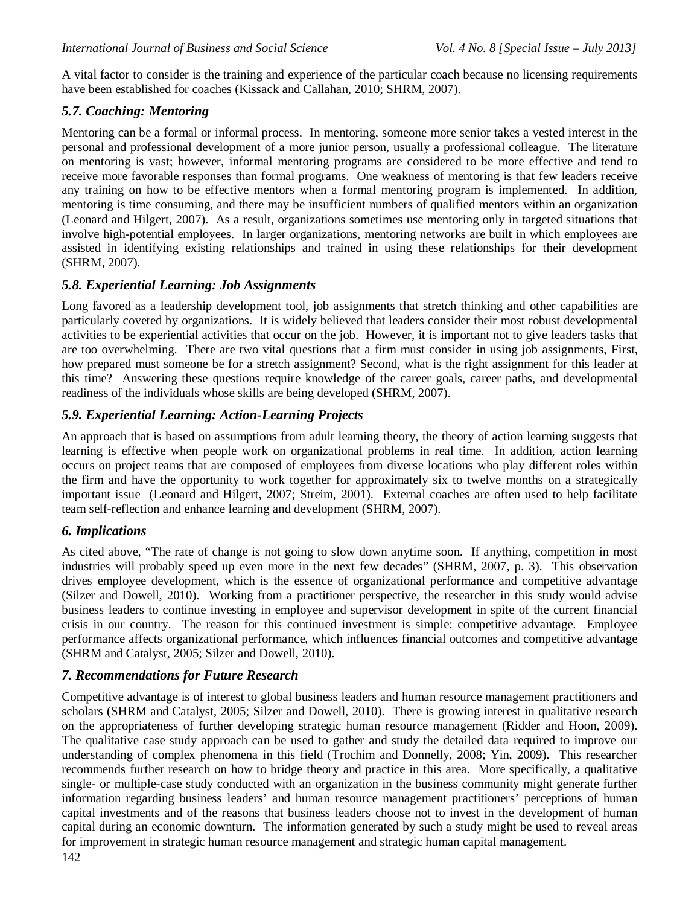A vital factor to consider is the training and experience of the particular coach because no licensing requirements have been established for coaches (Kissack and Callahan, 2010; SHRM, 2007).

### *5.7. Coaching: Mentoring*

Mentoring can be a formal or informal process. In mentoring, someone more senior takes a vested interest in the personal and professional development of a more junior person, usually a professional colleague. The literature on mentoring is vast; however, informal mentoring programs are considered to be more effective and tend to receive more favorable responses than formal programs. One weakness of mentoring is that few leaders receive any training on how to be effective mentors when a formal mentoring program is implemented. In addition, mentoring is time consuming, and there may be insufficient numbers of qualified mentors within an organization (Leonard and Hilgert, 2007). As a result, organizations sometimes use mentoring only in targeted situations that involve high-potential employees. In larger organizations, mentoring networks are built in which employees are assisted in identifying existing relationships and trained in using these relationships for their development (SHRM, 2007).

### *5.8. Experiential Learning: Job Assignments*

Long favored as a leadership development tool, job assignments that stretch thinking and other capabilities are particularly coveted by organizations. It is widely believed that leaders consider their most robust developmental activities to be experiential activities that occur on the job. However, it is important not to give leaders tasks that are too overwhelming. There are two vital questions that a firm must consider in using job assignments, First, how prepared must someone be for a stretch assignment? Second, what is the right assignment for this leader at this time? Answering these questions require knowledge of the career goals, career paths, and developmental readiness of the individuals whose skills are being developed (SHRM, 2007).

### *5.9. Experiential Learning: Action-Learning Projects*

An approach that is based on assumptions from adult learning theory, the theory of action learning suggests that learning is effective when people work on organizational problems in real time. In addition, action learning occurs on project teams that are composed of employees from diverse locations who play different roles within the firm and have the opportunity to work together for approximately six to twelve months on a strategically important issue (Leonard and Hilgert, 2007; Streim, 2001). External coaches are often used to help facilitate team self-reflection and enhance learning and development (SHRM, 2007).

## *6. Implications*

As cited above, "The rate of change is not going to slow down anytime soon. If anything, competition in most industries will probably speed up even more in the next few decades" (SHRM, 2007, p. 3). This observation drives employee development, which is the essence of organizational performance and competitive advantage (Silzer and Dowell, 2010). Working from a practitioner perspective, the researcher in this study would advise business leaders to continue investing in employee and supervisor development in spite of the current financial crisis in our country. The reason for this continued investment is simple: competitive advantage. Employee performance affects organizational performance, which influences financial outcomes and competitive advantage (SHRM and Catalyst, 2005; Silzer and Dowell, 2010).

## *7. Recommendations for Future Research*

Competitive advantage is of interest to global business leaders and human resource management practitioners and scholars (SHRM and Catalyst, 2005; Silzer and Dowell, 2010). There is growing interest in qualitative research on the appropriateness of further developing strategic human resource management (Ridder and Hoon, 2009). The qualitative case study approach can be used to gather and study the detailed data required to improve our understanding of complex phenomena in this field (Trochim and Donnelly, 2008; Yin, 2009). This researcher recommends further research on how to bridge theory and practice in this area. More specifically, a qualitative single- or multiple-case study conducted with an organization in the business community might generate further information regarding business leaders' and human resource management practitioners' perceptions of human capital investments and of the reasons that business leaders choose not to invest in the development of human capital during an economic downturn. The information generated by such a study might be used to reveal areas for improvement in strategic human resource management and strategic human capital management.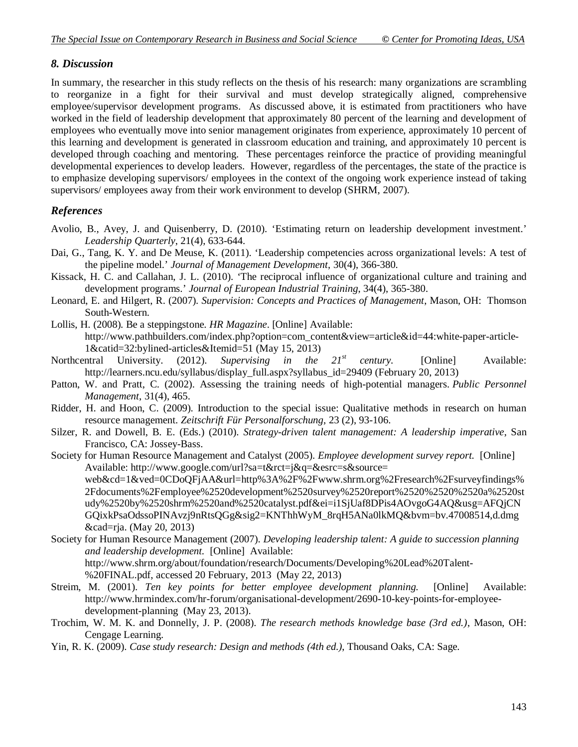### *8. Discussion*

In summary, the researcher in this study reflects on the thesis of his research: many organizations are scrambling to reorganize in a fight for their survival and must develop strategically aligned, comprehensive employee/supervisor development programs. As discussed above, it is estimated from practitioners who have worked in the field of leadership development that approximately 80 percent of the learning and development of employees who eventually move into senior management originates from experience, approximately 10 percent of this learning and development is generated in classroom education and training, and approximately 10 percent is developed through coaching and mentoring. These percentages reinforce the practice of providing meaningful developmental experiences to develop leaders. However, regardless of the percentages, the state of the practice is to emphasize developing supervisors/ employees in the context of the ongoing work experience instead of taking supervisors/ employees away from their work environment to develop (SHRM, 2007).

### *References*

Avolio, B., Avey, J. and Quisenberry, D. (2010). 'Estimating return on leadership development investment.' *Leadership Quarterly*, 21(4), 633-644.

Dai, G., Tang, K. Y. and De Meuse, K. (2011). 'Leadership competencies across organizational levels: A test of the pipeline model.' *Journal of Management Development*, 30(4), 366-380.

Kissack, H. C. and Callahan, J. L. (2010). 'The reciprocal influence of organizational culture and training and development programs.' *Journal of European Industrial Training*, 34(4), 365-380.

Leonard, E. and Hilgert, R. (2007). *Supervision: Concepts and Practices of Management*, Mason, OH: Thomson South-Western.

Lollis, H. (2008). Be a steppingstone. *HR Magazine*. [Online] Available: http://www.pathbuilders.com/index.php?option=com_content&view=article&id=44:white-paper-article-1&catid=32:bylined-articles&Itemid=51 (May 15, 2013)

Northcentral University. (2012). *Supervising in the 21st century*. [Online] Available: http://learners.ncu.edu/syllabus/display_full.aspx?syllabus_id=29409 (February 20, 2013)

Patton, W. and Pratt, C. (2002). Assessing the training needs of high-potential managers. *Public Personnel Management*, 31(4), 465.

Ridder, H. and Hoon, C. (2009). Introduction to the special issue: Qualitative methods in research on human resource management. *Zeitschrift Für Personalforschung*, 23 (2), 93-106.

Silzer, R. and Dowell, B. E. (Eds.) (2010). *Strategy-driven talent management: A leadership imperative*, San Francisco, CA: Jossey-Bass.

Society for Human Resource Management and Catalyst (2005). *Employee development survey report.* [Online] Available: http://www.google.com/url?sa=t&rct=j&q=&esrc=s&source=web&cd=1&ved=0CDoQFjAA&url=http%3A%2F%2Fwww.shrm.org%2Fresearch%2Fsurveyfindings%2Fdocuments%2Femployee%2520development%2520survey%2520report%2520%2520%2520a%2520study%2520by%2520shrm%2520and%2520catalyst.pdf&ei=i1SjUaf8DPis4AOvgoG4AQ&usg=AFQjCNGQixkPsaOdssoPINAvzj9nRtsQGg&sig2=KNThhWyM_8rqH5ANa0lkMQ&bvm=bv.47008514,d.dmg&cad=rja. (May 20, 2013)

Society for Human Resource Management (2007). *Developing leadership talent: A guide to succession planning and leadership development*. [Online] Available: http://www.shrm.org/about/foundation/research/Documents/Developing%20Lead%20Talent-%20FINAL.pdf, accessed 20 February, 2013 (May 22, 2013)

Streim, M. (2001). *Ten key points for better employee development planning.* [Online] Available: http://www.hrmindex.com/hr-forum/organisational-development/2690-10-key-points-for-employee-development-planning (May 23, 2013).

Trochim, W. M. K. and Donnelly, J. P. (2008). *The research methods knowledge base (3rd ed.)*, Mason, OH: Cengage Learning.

Yin, R. K. (2009). *Case study research: Design and methods (4th ed.)*, Thousand Oaks, CA: Sage.